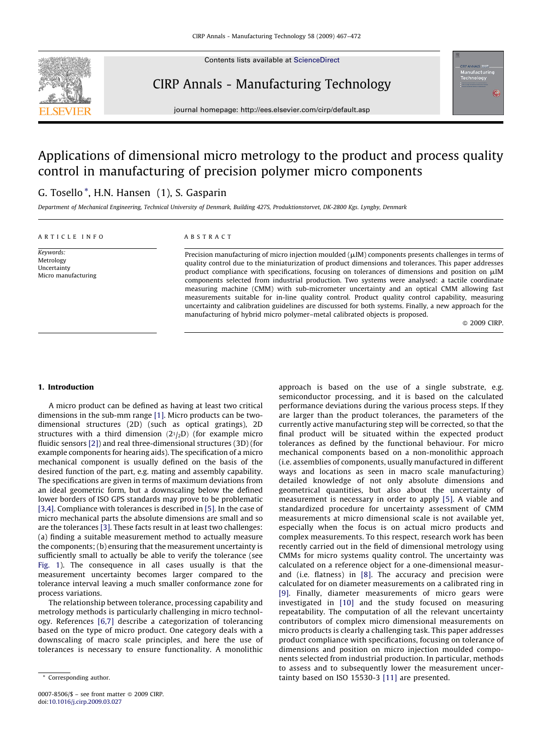# Applications of dimensional micro metrology to the product and process quality control in manufacturing of precision polymer micro components

G. Tosello *, H.N. Hansen (1), S. Gasparin

*Department of Mechanical Engineering, Technical University of Denmark, Building 427S, Produktionstorvet, DK-2800 Kgs. Lyngby, Denmark*

**ARTICLE INFO**

*Keywords:*
Metrology
Uncertainty
Micro manufacturing

**ABSTRACT**

Precision manufacturing of micro injection moulded (μIM) components presents challenges in terms of quality control due to the miniaturization of product dimensions and tolerances. This paper addresses product compliance with specifications, focusing on tolerances of dimensions and position on μIM components selected from industrial production. Two systems were analysed: a tactile coordinate measuring machine (CMM) with sub-micrometer uncertainty and an optical CMM allowing fast measurements suitable for in-line quality control. Product quality control capability, measuring uncertainty and calibration guidelines are discussed for both systems. Finally, a new approach for the manufacturing of hybrid micro polymer–metal calibrated objects is proposed.

© 2009 CIRP.

## 1. Introduction

A micro product can be defined as having at least two critical dimensions in the sub-mm range [1]. Micro products can be two-dimensional structures (2D) (such as optical gratings), 2D structures with a third dimension ($2\frac{1}{2}$D) (for example micro fluidic sensors [2]) and real three-dimensional structures (3D) (for example components for hearing aids). The specification of a micro mechanical component is usually defined on the basis of the desired function of the part, e.g. mating and assembly capability. The specifications are given in terms of maximum deviations from an ideal geometric form, but a downscaling below the defined lower borders of ISO GPS standards may prove to be problematic [3,4]. Compliance with tolerances is described in [5]. In the case of micro mechanical parts the absolute dimensions are small and so are the tolerances [3]. These facts result in at least two challenges: (a) finding a suitable measurement method to actually measure the components; (b) ensuring that the measurement uncertainty is sufficiently small to actually be able to verify the tolerance (see Fig. 1). The consequence in all cases usually is that the measurement uncertainty becomes larger compared to the tolerance interval leaving a much smaller conformance zone for process variations.

The relationship between tolerance, processing capability and metrology methods is particularly challenging in micro technology. References [6,7] describe a categorization of tolerancing based on the type of micro product. One category deals with a downscaling of macro scale principles, and here the use of tolerances is necessary to ensure functionality. A monolithic approach is based on the use of a single substrate, e.g. semiconductor processing, and it is based on the calculated performance deviations during the various process steps. If they are larger than the product tolerances, the parameters of the currently active manufacturing step will be corrected, so that the final product will be situated within the expected product tolerances as defined by the functional behaviour. For micro mechanical components based on a non-monolithic approach (i.e. assemblies of components, usually manufactured in different ways and locations as seen in macro scale manufacturing) detailed knowledge of not only absolute dimensions and geometrical quantities, but also about the uncertainty of measurement is necessary in order to apply [5]. A viable and standardized procedure for uncertainty assessment of CMM measurements at micro dimensional scale is not available yet, especially when the focus is on actual micro products and complex measurements. To this respect, research work has been recently carried out in the field of dimensional metrology using CMMs for micro systems quality control. The uncertainty was calculated on a reference object for a one-dimensional measurand (i.e. flatness) in [8]. The accuracy and precision were calculated for on diameter measurements on a calibrated ring in [9]. Finally, diameter measurements of micro gears were investigated in [10] and the study focused on measuring repeatability. The computation of all the relevant uncertainty contributors of complex micro dimensional measurements on micro products is clearly a challenging task. This paper addresses product compliance with specifications, focusing on tolerance of dimensions and position on micro injection moulded components selected from industrial production. In particular, methods to assess and to subsequently lower the measurement uncertainty based on ISO 15530-3 [11] are presented.

* Corresponding author.

0007-8506/$ – see front matter © 2009 CIRP.
doi:10.1016/j.cirp.2009.03.027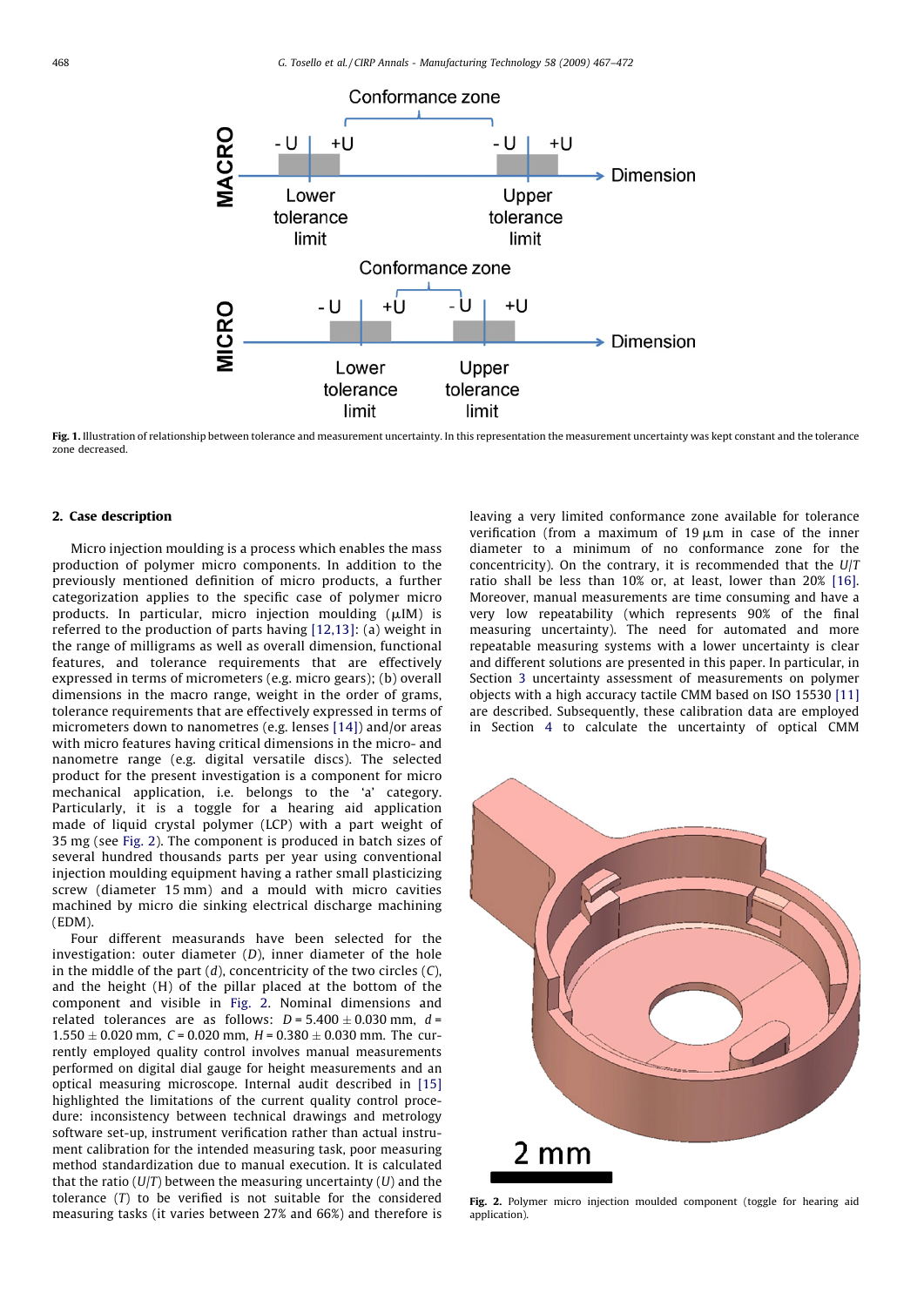Fig. 1. Illustration of relationship between tolerance and measurement uncertainty. In this representation the measurement uncertainty was kept constant and the tolerance zone decreased.

## 2. Case description

Micro injection moulding is a process which enables the mass production of polymer micro components. In addition to the previously mentioned definition of micro products, a further categorization applies to the specific case of polymer micro products. In particular, micro injection moulding (μIM) is referred to the production of parts having [12,13]: (a) weight in the range of milligrams as well as overall dimension, functional features, and tolerance requirements that are effectively expressed in terms of micrometers (e.g. micro gears); (b) overall dimensions in the macro range, weight in the order of grams, tolerance requirements that are effectively expressed in terms of micrometers down to nanometres (e.g. lenses [14]) and/or areas with micro features having critical dimensions in the micro- and nanometre range (e.g. digital versatile discs). The selected product for the present investigation is a component for micro mechanical application, i.e. belongs to the 'a' category. Particularly, it is a toggle for a hearing aid application made of liquid crystal polymer (LCP) with a part weight of 35 mg (see Fig. 2). The component is produced in batch sizes of several hundred thousands parts per year using conventional injection moulding equipment having a rather small plasticizing screw (diameter 15 mm) and a mould with micro cavities machined by micro die sinking electrical discharge machining (EDM).

Four different measurands have been selected for the investigation: outer diameter ($D$), inner diameter of the hole in the middle of the part ($d$), concentricity of the two circles ($C$), and the height (H) of the pillar placed at the bottom of the component and visible in Fig. 2. Nominal dimensions and related tolerances are as follows: $D = 5.400 \pm 0.030$ mm, $d = 1.550 \pm 0.020$ mm, $C = 0.020$ mm, $H = 0.380 \pm 0.030$ mm. The currently employed quality control involves manual measurements performed on digital dial gauge for height measurements and an optical measuring microscope. Internal audit described in [15] highlighted the limitations of the current quality control procedure: inconsistency between technical drawings and metrology software set-up, instrument verification rather than actual instrument calibration for the intended measuring task, poor measuring method standardization due to manual execution. It is calculated that the ratio ($U/T$) between the measuring uncertainty ($U$) and the tolerance ($T$) to be verified is not suitable for the considered measuring tasks (it varies between 27% and 66%) and therefore is leaving a very limited conformance zone available for tolerance verification (from a maximum of 19 μm in case of the inner diameter to a minimum of no conformance zone for the concentricity). On the contrary, it is recommended that the $U/T$ ratio shall be less than 10% or, at least, lower than 20% [16]. Moreover, manual measurements are time consuming and have a very low repeatability (which represents 90% of the final measuring uncertainty). The need for automated and more repeatable measuring systems with a lower uncertainty is clear and different solutions are presented in this paper. In particular, in Section 3 uncertainty assessment of measurements on polymer objects with a high accuracy tactile CMM based on ISO 15530 [11] are described. Subsequently, these calibration data are employed in Section 4 to calculate the uncertainty of optical CMM

Fig. 2. Polymer micro injection moulded component (toggle for hearing aid application).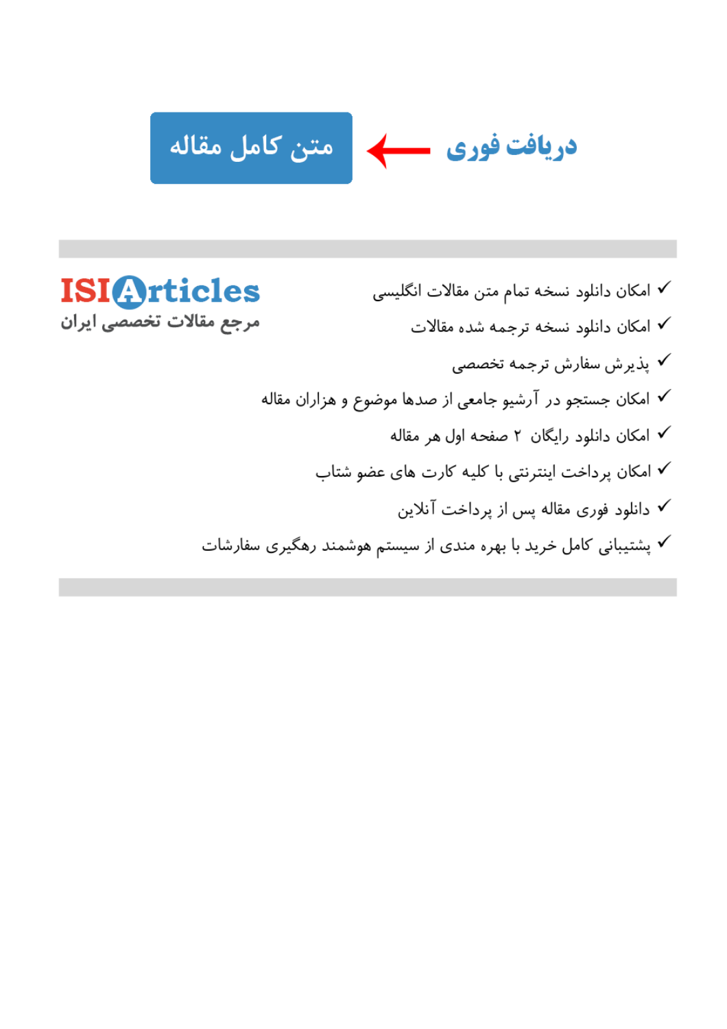دریافت فوری ← متن کامل مقاله

**ISIArticles**
مرجع مقالات تخصصی ایران

- ✓ امکان دانلود نسخه تمام متن مقالات انگلیسی
- ✓ امکان دانلود نسخه ترجمه شده مقالات
- ✓ پذیرش سفارش ترجمه تخصصی
- ✓ امکان جستجو در آرشیو جامعی از صدها موضوع و هزاران مقاله
- ✓ امکان دانلود رایگان ۲ صفحه اول هر مقاله
- ✓ امکان پرداخت اینترنتی با کلیه کارت های عضو شتاب
- ✓ دانلود فوری مقاله پس از پرداخت آنلاین
- ✓ پشتیبانی کامل خرید با بهره مندی از سیستم هوشمند رهگیری سفارشات